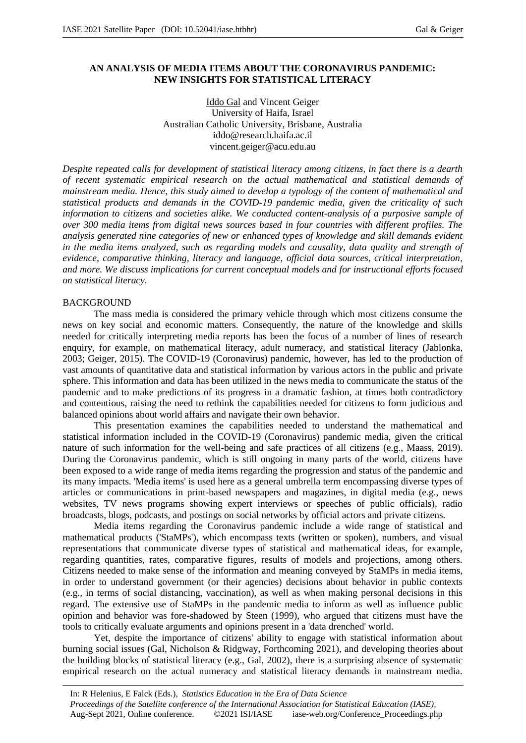# AN ANALYSIS OF MEDIA ITEMS ABOUT THE CORONAVIRUS PANDEMIC: NEW INSIGHTS FOR STATISTICAL LITERACY

Iddo Gal and Vincent Geiger
University of Haifa, Israel
Australian Catholic University, Brisbane, Australia
iddo@research.haifa.ac.il
vincent.geiger@acu.edu.au

*Despite repeated calls for development of statistical literacy among citizens, in fact there is a dearth of recent systematic empirical research on the actual mathematical and statistical demands of mainstream media. Hence, this study aimed to develop a typology of the content of mathematical and statistical products and demands in the COVID-19 pandemic media, given the criticality of such information to citizens and societies alike. We conducted content-analysis of a purposive sample of over 300 media items from digital news sources based in four countries with different profiles. The analysis generated nine categories of new or enhanced types of knowledge and skill demands evident in the media items analyzed, such as regarding models and causality, data quality and strength of evidence, comparative thinking, literacy and language, official data sources, critical interpretation, and more. We discuss implications for current conceptual models and for instructional efforts focused on statistical literacy.*

## BACKGROUND

The mass media is considered the primary vehicle through which most citizens consume the news on key social and economic matters. Consequently, the nature of the knowledge and skills needed for critically interpreting media reports has been the focus of a number of lines of research enquiry, for example, on mathematical literacy, adult numeracy, and statistical literacy (Jablonka, 2003; Geiger, 2015). The COVID-19 (Coronavirus) pandemic, however, has led to the production of vast amounts of quantitative data and statistical information by various actors in the public and private sphere. This information and data has been utilized in the news media to communicate the status of the pandemic and to make predictions of its progress in a dramatic fashion, at times both contradictory and contentious, raising the need to rethink the capabilities needed for citizens to form judicious and balanced opinions about world affairs and navigate their own behavior.

This presentation examines the capabilities needed to understand the mathematical and statistical information included in the COVID-19 (Coronavirus) pandemic media, given the critical nature of such information for the well-being and safe practices of all citizens (e.g., Maass, 2019). During the Coronavirus pandemic, which is still ongoing in many parts of the world, citizens have been exposed to a wide range of media items regarding the progression and status of the pandemic and its many impacts. 'Media items' is used here as a general umbrella term encompassing diverse types of articles or communications in print-based newspapers and magazines, in digital media (e.g., news websites, TV news programs showing expert interviews or speeches of public officials), radio broadcasts, blogs, podcasts, and postings on social networks by official actors and private citizens.

Media items regarding the Coronavirus pandemic include a wide range of statistical and mathematical products ('StaMPs'), which encompass texts (written or spoken), numbers, and visual representations that communicate diverse types of statistical and mathematical ideas, for example, regarding quantities, rates, comparative figures, results of models and projections, among others. Citizens needed to make sense of the information and meaning conveyed by StaMPs in media items, in order to understand government (or their agencies) decisions about behavior in public contexts (e.g., in terms of social distancing, vaccination), as well as when making personal decisions in this regard. The extensive use of StaMPs in the pandemic media to inform as well as influence public opinion and behavior was fore-shadowed by Steen (1999), who argued that citizens must have the tools to critically evaluate arguments and opinions present in a 'data drenched' world.

Yet, despite the importance of citizens' ability to engage with statistical information about burning social issues (Gal, Nicholson & Ridgway, Forthcoming 2021), and developing theories about the building blocks of statistical literacy (e.g., Gal, 2002), there is a surprising absence of systematic empirical research on the actual numeracy and statistical literacy demands in mainstream media.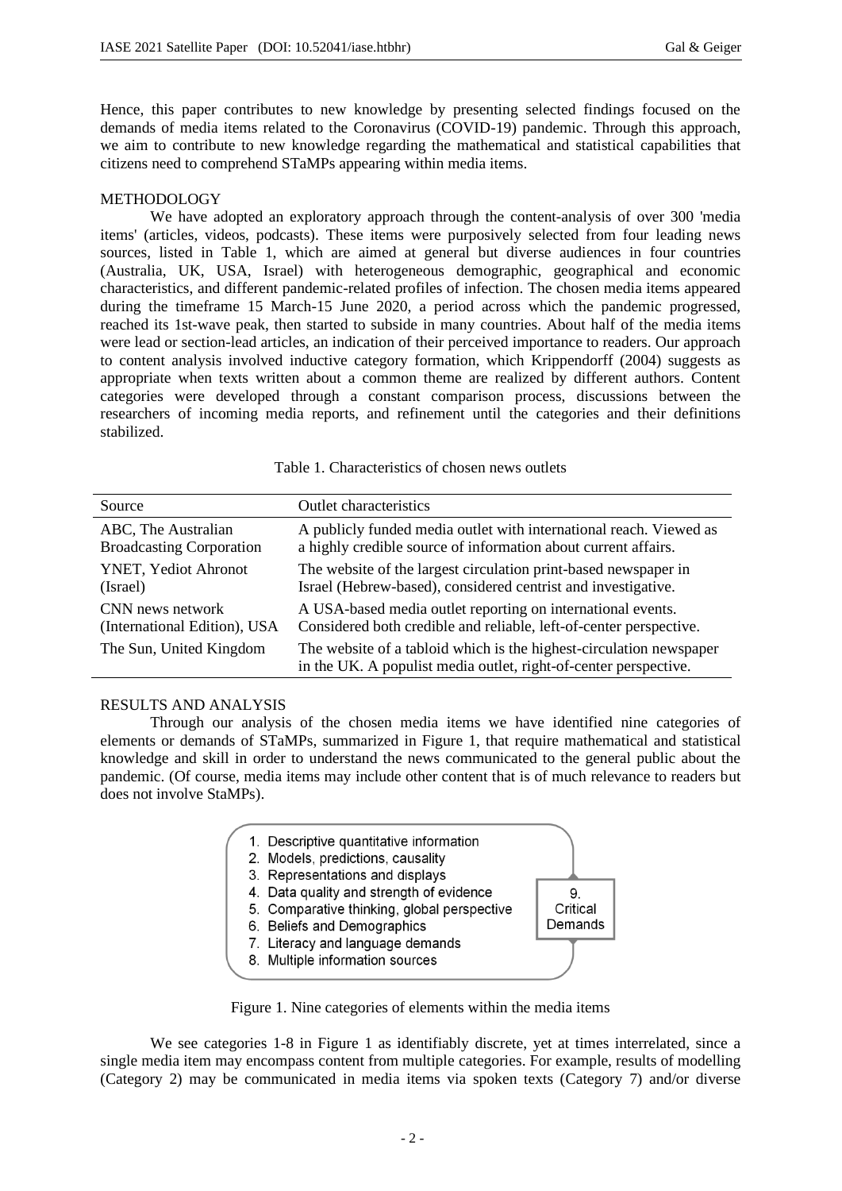Hence, this paper contributes to new knowledge by presenting selected findings focused on the demands of media items related to the Coronavirus (COVID-19) pandemic. Through this approach, we aim to contribute to new knowledge regarding the mathematical and statistical capabilities that citizens need to comprehend STaMPs appearing within media items.

## METHODOLOGY

We have adopted an exploratory approach through the content-analysis of over 300 'media items' (articles, videos, podcasts). These items were purposively selected from four leading news sources, listed in Table 1, which are aimed at general but diverse audiences in four countries (Australia, UK, USA, Israel) with heterogeneous demographic, geographical and economic characteristics, and different pandemic-related profiles of infection. The chosen media items appeared during the timeframe 15 March-15 June 2020, a period across which the pandemic progressed, reached its 1st-wave peak, then started to subside in many countries. About half of the media items were lead or section-lead articles, an indication of their perceived importance to readers. Our approach to content analysis involved inductive category formation, which Krippendorff (2004) suggests as appropriate when texts written about a common theme are realized by different authors. Content categories were developed through a constant comparison process, discussions between the researchers of incoming media reports, and refinement until the categories and their definitions stabilized.

Table 1. Characteristics of chosen news outlets

| Source | Outlet characteristics |
|---|---|
| ABC, The Australian Broadcasting Corporation | A publicly funded media outlet with international reach. Viewed as a highly credible source of information about current affairs. |
| YNET, Yediot Ahronot (Israel) | The website of the largest circulation print-based newspaper in Israel (Hebrew-based), considered centrist and investigative. |
| CNN news network (International Edition), USA | A USA-based media outlet reporting on international events. Considered both credible and reliable, left-of-center perspective. |
| The Sun, United Kingdom | The website of a tabloid which is the highest-circulation newspaper in the UK. A populist media outlet, right-of-center perspective. |

## RESULTS AND ANALYSIS

Through our analysis of the chosen media items we have identified nine categories of elements or demands of STaMPs, summarized in Figure 1, that require mathematical and statistical knowledge and skill in order to understand the news communicated to the general public about the pandemic. (Of course, media items may include other content that is of much relevance to readers but does not involve StaMPs).

1. Descriptive quantitative information
2. Models, predictions, causality
3. Representations and displays
4. Data quality and strength of evidence
5. Comparative thinking, global perspective
6. Beliefs and Demographics
7. Literacy and language demands
8. Multiple information sources

9. Critical Demands

Figure 1. Nine categories of elements within the media items

We see categories 1-8 in Figure 1 as identifiably discrete, yet at times interrelated, since a single media item may encompass content from multiple categories. For example, results of modelling (Category 2) may be communicated in media items via spoken texts (Category 7) and/or diverse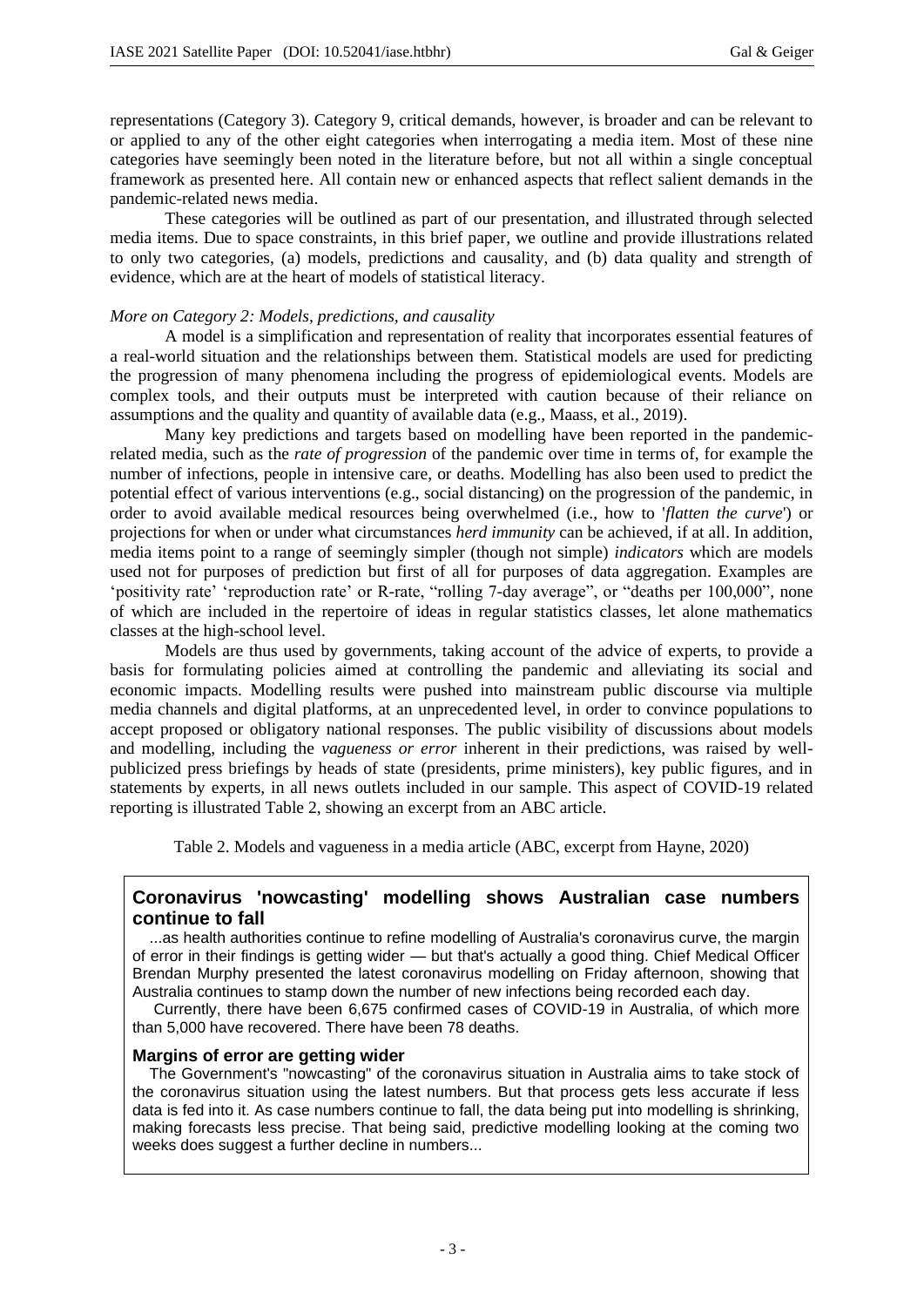representations (Category 3). Category 9, critical demands, however, is broader and can be relevant to or applied to any of the other eight categories when interrogating a media item. Most of these nine categories have seemingly been noted in the literature before, but not all within a single conceptual framework as presented here. All contain new or enhanced aspects that reflect salient demands in the pandemic-related news media.

These categories will be outlined as part of our presentation, and illustrated through selected media items. Due to space constraints, in this brief paper, we outline and provide illustrations related to only two categories, (a) models, predictions and causality, and (b) data quality and strength of evidence, which are at the heart of models of statistical literacy.

*More on Category 2: Models, predictions, and causality*

A model is a simplification and representation of reality that incorporates essential features of a real-world situation and the relationships between them. Statistical models are used for predicting the progression of many phenomena including the progress of epidemiological events. Models are complex tools, and their outputs must be interpreted with caution because of their reliance on assumptions and the quality and quantity of available data (e.g., Maass, et al., 2019).

Many key predictions and targets based on modelling have been reported in the pandemic-related media, such as the *rate of progression* of the pandemic over time in terms of, for example the number of infections, people in intensive care, or deaths. Modelling has also been used to predict the potential effect of various interventions (e.g., social distancing) on the progression of the pandemic, in order to avoid available medical resources being overwhelmed (i.e., how to '*flatten the curve*') or projections for when or under what circumstances *herd immunity* can be achieved, if at all. In addition, media items point to a range of seemingly simpler (though not simple) *indicators* which are models used not for purposes of prediction but first of all for purposes of data aggregation. Examples are 'positivity rate' 'reproduction rate' or R-rate, "rolling 7-day average", or "deaths per 100,000", none of which are included in the repertoire of ideas in regular statistics classes, let alone mathematics classes at the high-school level.

Models are thus used by governments, taking account of the advice of experts, to provide a basis for formulating policies aimed at controlling the pandemic and alleviating its social and economic impacts. Modelling results were pushed into mainstream public discourse via multiple media channels and digital platforms, at an unprecedented level, in order to convince populations to accept proposed or obligatory national responses. The public visibility of discussions about models and modelling, including the *vagueness or error* inherent in their predictions, was raised by well-publicized press briefings by heads of state (presidents, prime ministers), key public figures, and in statements by experts, in all news outlets included in our sample. This aspect of COVID-19 related reporting is illustrated Table 2, showing an excerpt from an ABC article.

Table 2. Models and vagueness in a media article (ABC, excerpt from Hayne, 2020)

> **Coronavirus 'nowcasting' modelling shows Australian case numbers continue to fall**
>
> ...as health authorities continue to refine modelling of Australia's coronavirus curve, the margin of error in their findings is getting wider — but that's actually a good thing. Chief Medical Officer Brendan Murphy presented the latest coronavirus modelling on Friday afternoon, showing that Australia continues to stamp down the number of new infections being recorded each day.
>
> Currently, there have been 6,675 confirmed cases of COVID-19 in Australia, of which more than 5,000 have recovered. There have been 78 deaths.
>
> **Margins of error are getting wider**
>
> The Government's "nowcasting" of the coronavirus situation in Australia aims to take stock of the coronavirus situation using the latest numbers. But that process gets less accurate if less data is fed into it. As case numbers continue to fall, the data being put into modelling is shrinking, making forecasts less precise. That being said, predictive modelling looking at the coming two weeks does suggest a further decline in numbers...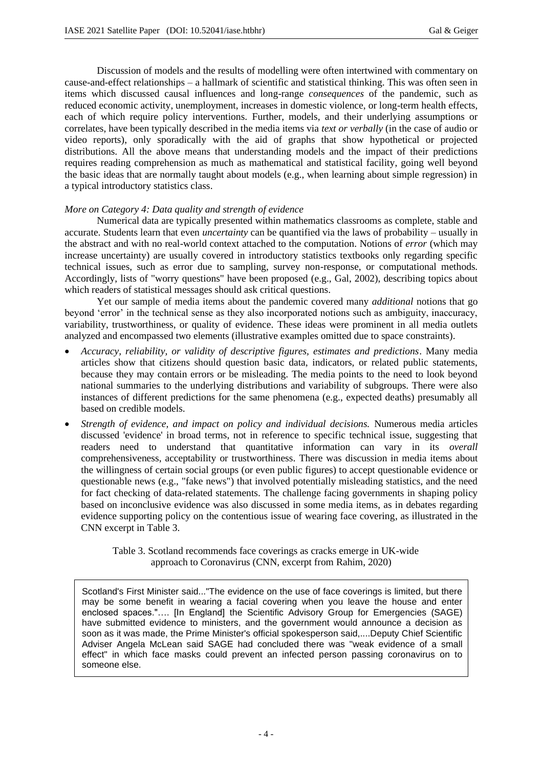Discussion of models and the results of modelling were often intertwined with commentary on cause-and-effect relationships – a hallmark of scientific and statistical thinking. This was often seen in items which discussed causal influences and long-range *consequences* of the pandemic, such as reduced economic activity, unemployment, increases in domestic violence, or long-term health effects, each of which require policy interventions. Further, models, and their underlying assumptions or correlates, have been typically described in the media items via *text or verbally* (in the case of audio or video reports), only sporadically with the aid of graphs that show hypothetical or projected distributions. All the above means that understanding models and the impact of their predictions requires reading comprehension as much as mathematical and statistical facility, going well beyond the basic ideas that are normally taught about models (e.g., when learning about simple regression) in a typical introductory statistics class.

*More on Category 4: Data quality and strength of evidence*

Numerical data are typically presented within mathematics classrooms as complete, stable and accurate. Students learn that even *uncertainty* can be quantified via the laws of probability – usually in the abstract and with no real-world context attached to the computation. Notions of *error* (which may increase uncertainty) are usually covered in introductory statistics textbooks only regarding specific technical issues, such as error due to sampling, survey non-response, or computational methods. Accordingly, lists of "worry questions" have been proposed (e.g., Gal, 2002), describing topics about which readers of statistical messages should ask critical questions.

Yet our sample of media items about the pandemic covered many *additional* notions that go beyond 'error' in the technical sense as they also incorporated notions such as ambiguity, inaccuracy, variability, trustworthiness, or quality of evidence. These ideas were prominent in all media outlets analyzed and encompassed two elements (illustrative examples omitted due to space constraints).

- *Accuracy, reliability, or validity of descriptive figures, estimates and predictions*. Many media articles show that citizens should question basic data, indicators, or related public statements, because they may contain errors or be misleading. The media points to the need to look beyond national summaries to the underlying distributions and variability of subgroups. There were also instances of different predictions for the same phenomena (e.g., expected deaths) presumably all based on credible models.
- *Strength of evidence, and impact on policy and individual decisions.* Numerous media articles discussed 'evidence' in broad terms, not in reference to specific technical issue, suggesting that readers need to understand that quantitative information can vary in its *overall* comprehensiveness, acceptability or trustworthiness. There was discussion in media items about the willingness of certain social groups (or even public figures) to accept questionable evidence or questionable news (e.g., "fake news") that involved potentially misleading statistics, and the need for fact checking of data-related statements. The challenge facing governments in shaping policy based on inconclusive evidence was also discussed in some media items, as in debates regarding evidence supporting policy on the contentious issue of wearing face covering, as illustrated in the CNN excerpt in Table 3.

Table 3. Scotland recommends face coverings as cracks emerge in UK-wide approach to Coronavirus (CNN, excerpt from Rahim, 2020)

| Scotland's First Minister said..."The evidence on the use of face coverings is limited, but there may be some benefit in wearing a facial covering when you leave the house and enter enclosed spaces."…. [In England] the Scientific Advisory Group for Emergencies (SAGE) have submitted evidence to ministers, and the government would announce a decision as soon as it was made, the Prime Minister's official spokesperson said,....Deputy Chief Scientific Adviser Angela McLean said SAGE had concluded there was "weak evidence of a small effect" in which face masks could prevent an infected person passing coronavirus on to someone else. |
|---|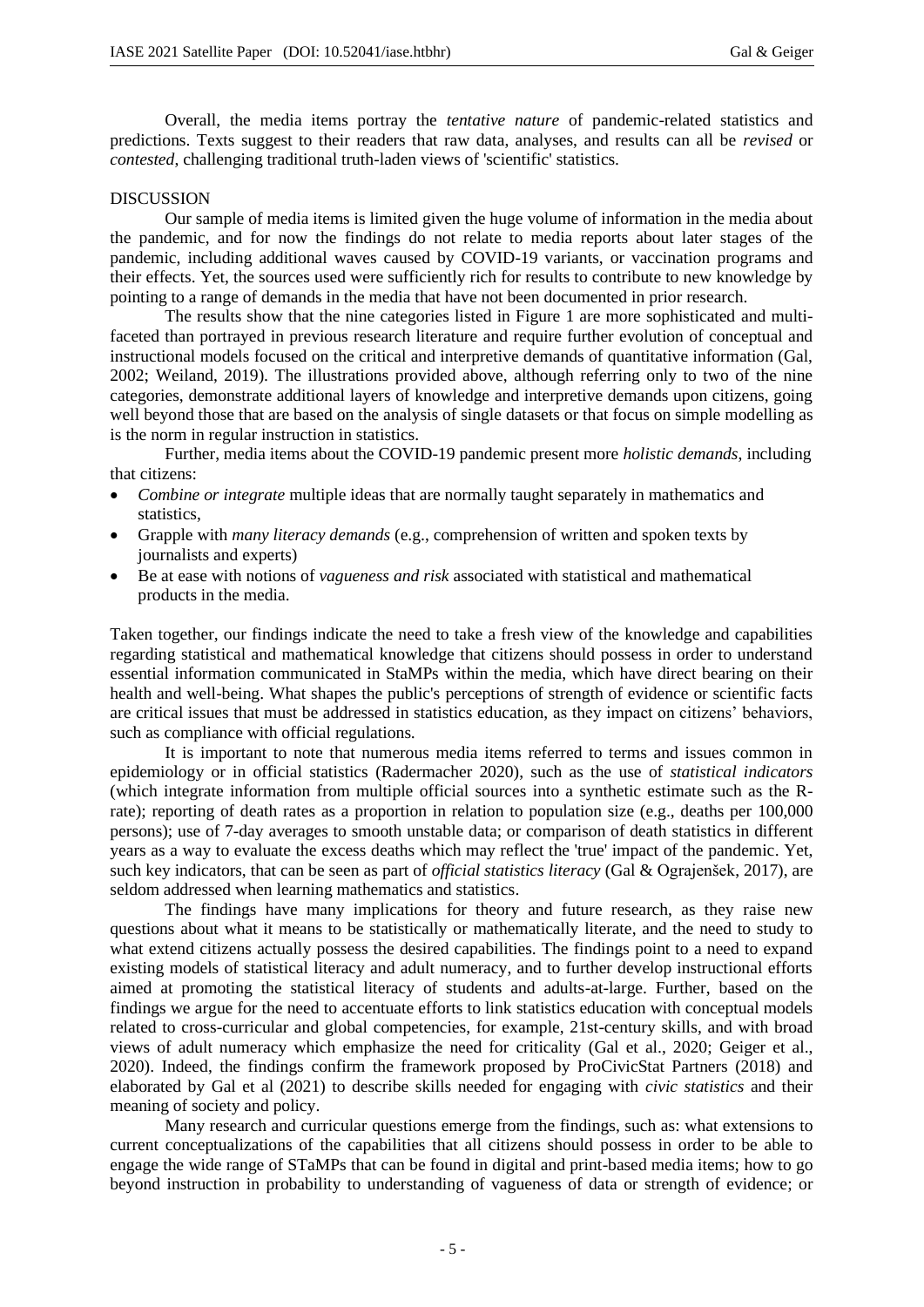Overall, the media items portray the *tentative nature* of pandemic-related statistics and predictions. Texts suggest to their readers that raw data, analyses, and results can all be *revised* or *contested*, challenging traditional truth-laden views of 'scientific' statistics.

## DISCUSSION

Our sample of media items is limited given the huge volume of information in the media about the pandemic, and for now the findings do not relate to media reports about later stages of the pandemic, including additional waves caused by COVID-19 variants, or vaccination programs and their effects. Yet, the sources used were sufficiently rich for results to contribute to new knowledge by pointing to a range of demands in the media that have not been documented in prior research.

The results show that the nine categories listed in Figure 1 are more sophisticated and multi-faceted than portrayed in previous research literature and require further evolution of conceptual and instructional models focused on the critical and interpretive demands of quantitative information (Gal, 2002; Weiland, 2019). The illustrations provided above, although referring only to two of the nine categories, demonstrate additional layers of knowledge and interpretive demands upon citizens, going well beyond those that are based on the analysis of single datasets or that focus on simple modelling as is the norm in regular instruction in statistics.

Further, media items about the COVID-19 pandemic present more *holistic demands*, including that citizens:

- *Combine or integrate* multiple ideas that are normally taught separately in mathematics and statistics,
- Grapple with *many literacy demands* (e.g., comprehension of written and spoken texts by journalists and experts)
- Be at ease with notions of *vagueness and risk* associated with statistical and mathematical products in the media.

Taken together, our findings indicate the need to take a fresh view of the knowledge and capabilities regarding statistical and mathematical knowledge that citizens should possess in order to understand essential information communicated in StaMPs within the media, which have direct bearing on their health and well-being. What shapes the public's perceptions of strength of evidence or scientific facts are critical issues that must be addressed in statistics education, as they impact on citizens' behaviors, such as compliance with official regulations.

It is important to note that numerous media items referred to terms and issues common in epidemiology or in official statistics (Radermacher 2020), such as the use of *statistical indicators* (which integrate information from multiple official sources into a synthetic estimate such as the R-rate); reporting of death rates as a proportion in relation to population size (e.g., deaths per 100,000 persons); use of 7-day averages to smooth unstable data; or comparison of death statistics in different years as a way to evaluate the excess deaths which may reflect the 'true' impact of the pandemic. Yet, such key indicators, that can be seen as part of *official statistics literacy* (Gal & Ograjenšek, 2017), are seldom addressed when learning mathematics and statistics.

The findings have many implications for theory and future research, as they raise new questions about what it means to be statistically or mathematically literate, and the need to study to what extend citizens actually possess the desired capabilities. The findings point to a need to expand existing models of statistical literacy and adult numeracy, and to further develop instructional efforts aimed at promoting the statistical literacy of students and adults-at-large. Further, based on the findings we argue for the need to accentuate efforts to link statistics education with conceptual models related to cross-curricular and global competencies, for example, 21st-century skills, and with broad views of adult numeracy which emphasize the need for criticality (Gal et al., 2020; Geiger et al., 2020). Indeed, the findings confirm the framework proposed by ProCivicStat Partners (2018) and elaborated by Gal et al (2021) to describe skills needed for engaging with *civic statistics* and their meaning of society and policy.

Many research and curricular questions emerge from the findings, such as: what extensions to current conceptualizations of the capabilities that all citizens should possess in order to be able to engage the wide range of STaMPs that can be found in digital and print-based media items; how to go beyond instruction in probability to understanding of vagueness of data or strength of evidence; or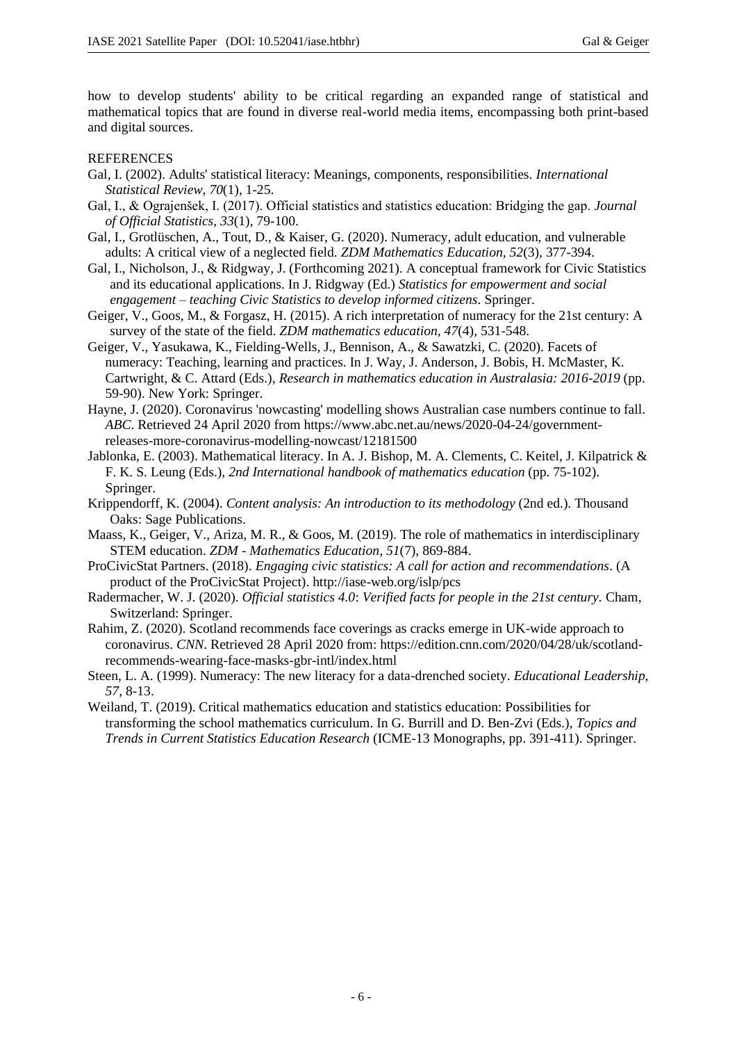how to develop students' ability to be critical regarding an expanded range of statistical and mathematical topics that are found in diverse real-world media items, encompassing both print-based and digital sources.

REFERENCES

Gal, I. (2002). Adults' statistical literacy: Meanings, components, responsibilities. *International Statistical Review, 70*(1), 1-25.

Gal, I., & Ograjenšek, I. (2017). Official statistics and statistics education: Bridging the gap. *Journal of Official Statistics, 33*(1), 79-100.

Gal, I., Grotlüschen, A., Tout, D., & Kaiser, G. (2020). Numeracy, adult education, and vulnerable adults: A critical view of a neglected field. *ZDM Mathematics Education, 52*(3), 377-394.

Gal, I., Nicholson, J., & Ridgway, J. (Forthcoming 2021). A conceptual framework for Civic Statistics and its educational applications. In J. Ridgway (Ed.) *Statistics for empowerment and social engagement – teaching Civic Statistics to develop informed citizens*. Springer.

Geiger, V., Goos, M., & Forgasz, H. (2015). A rich interpretation of numeracy for the 21st century: A survey of the state of the field. *ZDM mathematics education, 47*(4), 531-548.

Geiger, V., Yasukawa, K., Fielding-Wells, J., Bennison, A., & Sawatzki, C. (2020). Facets of numeracy: Teaching, learning and practices. In J. Way, J. Anderson, J. Bobis, H. McMaster, K. Cartwright, & C. Attard (Eds.), *Research in mathematics education in Australasia: 2016-2019* (pp. 59-90). New York: Springer.

Hayne, J. (2020). Coronavirus 'nowcasting' modelling shows Australian case numbers continue to fall. *ABC*. Retrieved 24 April 2020 from https://www.abc.net.au/news/2020-04-24/government-releases-more-coronavirus-modelling-nowcast/12181500

Jablonka, E. (2003). Mathematical literacy. In A. J. Bishop, M. A. Clements, C. Keitel, J. Kilpatrick & F. K. S. Leung (Eds.), *2nd International handbook of mathematics education* (pp. 75-102). Springer.

Krippendorff, K. (2004). *Content analysis: An introduction to its methodology* (2nd ed.). Thousand Oaks: Sage Publications.

Maass, K., Geiger, V., Ariza, M. R., & Goos, M. (2019). The role of mathematics in interdisciplinary STEM education. *ZDM - Mathematics Education, 51*(7), 869-884.

ProCivicStat Partners. (2018). *Engaging civic statistics: A call for action and recommendations*. (A product of the ProCivicStat Project). http://iase-web.org/islp/pcs

Radermacher, W. J. (2020). *Official statistics 4.0*: *Verified facts for people in the 21st century*. Cham, Switzerland: Springer.

Rahim, Z. (2020). Scotland recommends face coverings as cracks emerge in UK-wide approach to coronavirus. *CNN*. Retrieved 28 April 2020 from: https://edition.cnn.com/2020/04/28/uk/scotland-recommends-wearing-face-masks-gbr-intl/index.html

Steen, L. A. (1999). Numeracy: The new literacy for a data-drenched society. *Educational Leadership, 57*, 8-13.

Weiland, T. (2019). Critical mathematics education and statistics education: Possibilities for transforming the school mathematics curriculum. In G. Burrill and D. Ben-Zvi (Eds.), *Topics and Trends in Current Statistics Education Research* (ICME-13 Monographs, pp. 391-411). Springer.